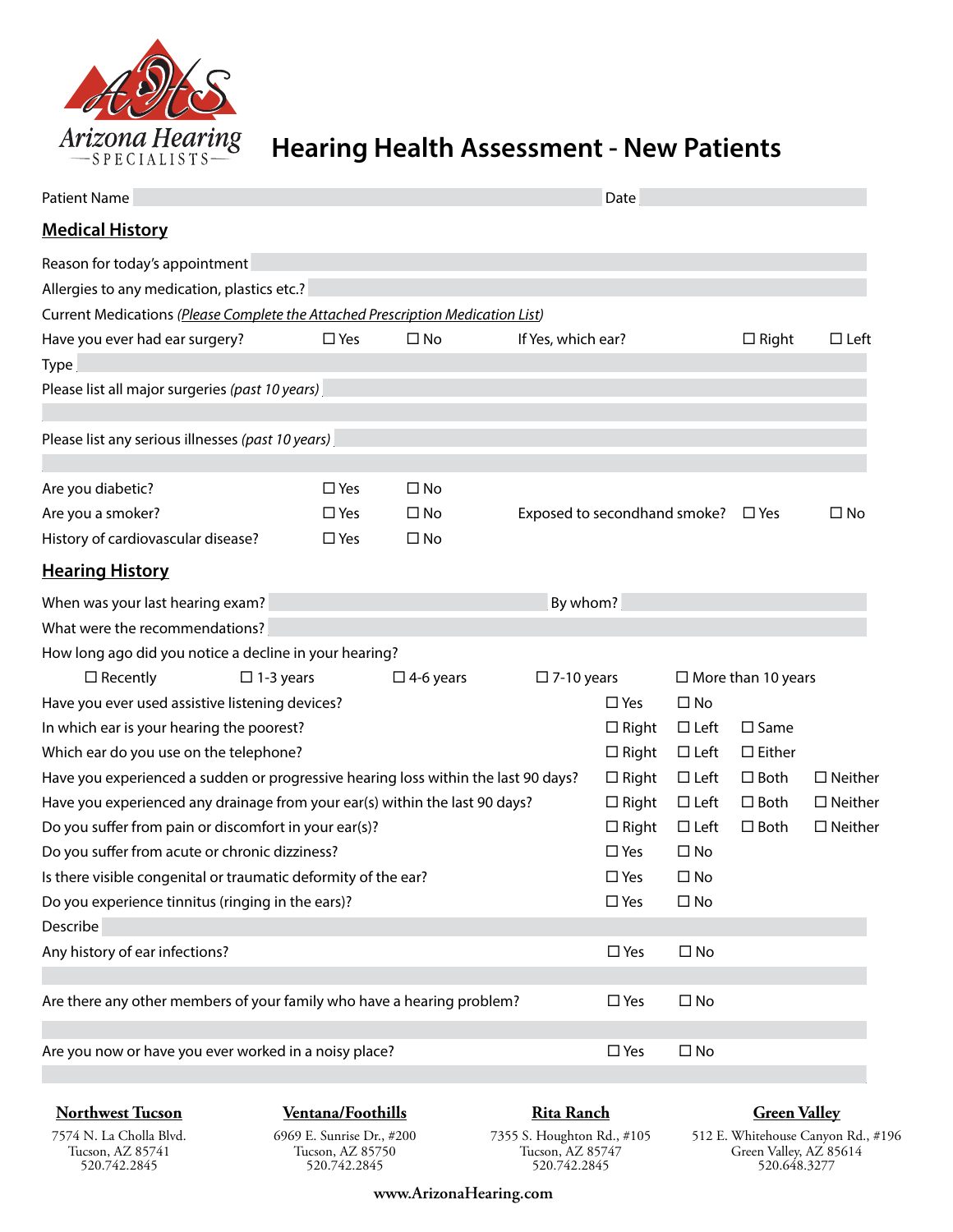Arizona Hearing
SPECIALISTS

# Hearing Health Assessment - New Patients

Patient Name ______________________ Date ______________

## Medical History

Reason for today's appointment ______________________

Allergies to any medication, plastics etc.? ______________________

Current Medications (*Please Complete the Attached Prescription Medication List*)

Have you ever had ear surgery? ☐ Yes ☐ No If Yes, which ear? ☐ Right ☐ Left

Type ______________________

Please list all major surgeries *(past 10 years)* ______________________

______________________

Please list any serious illnesses *(past 10 years)* ______________________

______________________

Are you diabetic? ☐ Yes ☐ No

Are you a smoker? ☐ Yes ☐ No Exposed to secondhand smoke? ☐ Yes ☐ No

History of cardiovascular disease? ☐ Yes ☐ No

## Hearing History

When was your last hearing exam? ______________ By whom? ______________

What were the recommendations? ______________________

How long ago did you notice a decline in your hearing?

☐ Recently ☐ 1-3 years ☐ 4-6 years ☐ 7-10 years ☐ More than 10 years

Have you ever used assistive listening devices? ☐ Yes ☐ No

In which ear is your hearing the poorest? ☐ Right ☐ Left ☐ Same

Which ear do you use on the telephone? ☐ Right ☐ Left ☐ Either

Have you experienced a sudden or progressive hearing loss within the last 90 days? ☐ Right ☐ Left ☐ Both ☐ Neither

Have you experienced any drainage from your ear(s) within the last 90 days? ☐ Right ☐ Left ☐ Both ☐ Neither

Do you suffer from pain or discomfort in your ear(s)? ☐ Right ☐ Left ☐ Both ☐ Neither

Do you suffer from acute or chronic dizziness? ☐ Yes ☐ No

Is there visible congenital or traumatic deformity of the ear? ☐ Yes ☐ No

Do you experience tinnitus (ringing in the ears)? ☐ Yes ☐ No

Describe ______________________

Any history of ear infections? ☐ Yes ☐ No

______________________

Are there any other members of your family who have a hearing problem? ☐ Yes ☐ No

______________________

Are you now or have you ever worked in a noisy place? ☐ Yes ☐ No

______________________

**Northwest Tucson**
7574 N. La Cholla Blvd.
Tucson, AZ 85741
520.742.2845

**Ventana/Foothills**
6969 E. Sunrise Dr., #200
Tucson, AZ 85750
520.742.2845

**Rita Ranch**
7355 S. Houghton Rd., #105
Tucson, AZ 85747
520.742.2845

**Green Valley**
512 E. Whitehouse Canyon Rd., #196
Green Valley, AZ 85614
520.648.3277

www.ArizonaHearing.com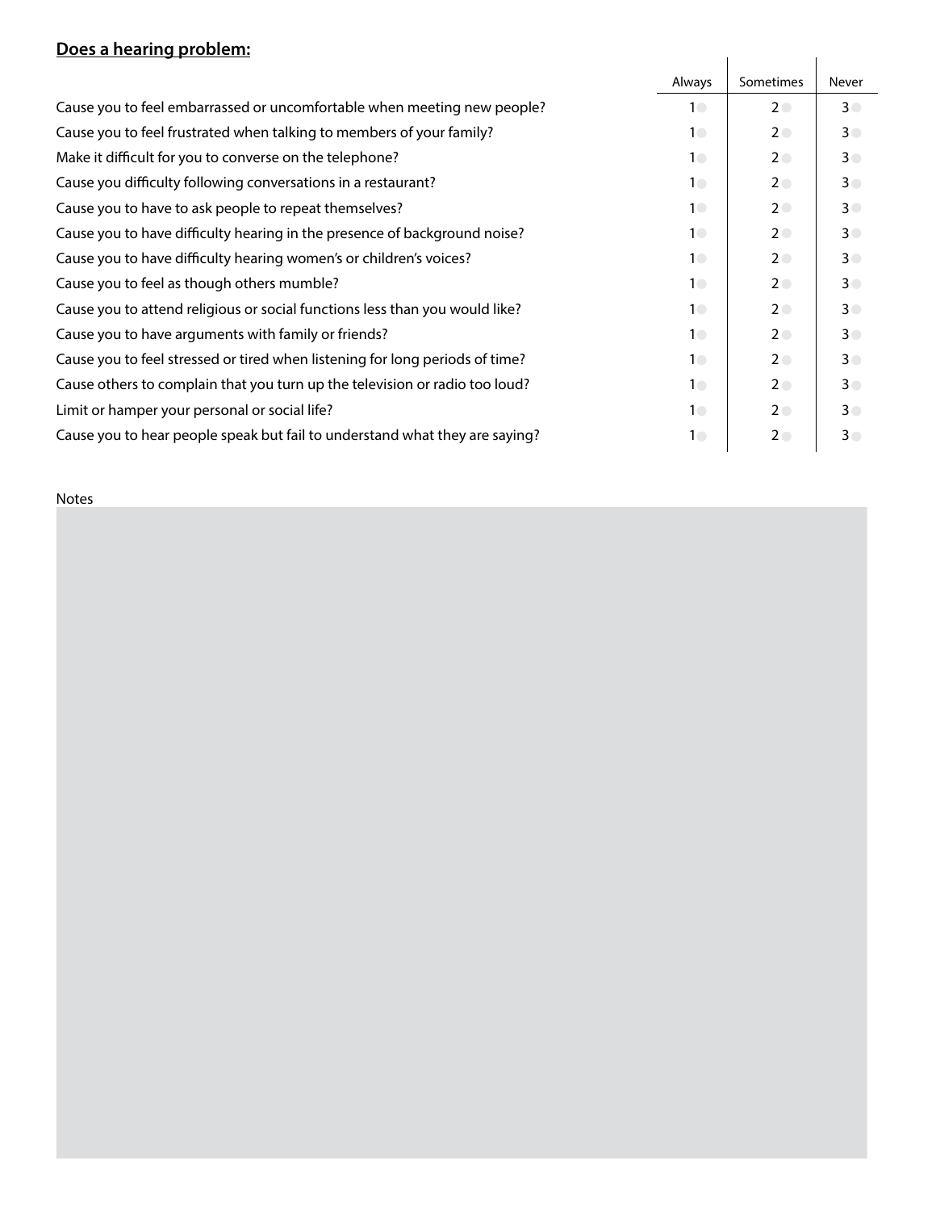**Does a hearing problem:**

| | Always | Sometimes | Never |
|---|---|---|---|
| Cause you to feel embarrassed or uncomfortable when meeting new people? | 1 | 2 | 3 |
| Cause you to feel frustrated when talking to members of your family? | 1 | 2 | 3 |
| Make it difficult for you to converse on the telephone? | 1 | 2 | 3 |
| Cause you difficulty following conversations in a restaurant? | 1 | 2 | 3 |
| Cause you to have to ask people to repeat themselves? | 1 | 2 | 3 |
| Cause you to have difficulty hearing in the presence of background noise? | 1 | 2 | 3 |
| Cause you to have difficulty hearing women's or children's voices? | 1 | 2 | 3 |
| Cause you to feel as though others mumble? | 1 | 2 | 3 |
| Cause you to attend religious or social functions less than you would like? | 1 | 2 | 3 |
| Cause you to have arguments with family or friends? | 1 | 2 | 3 |
| Cause you to feel stressed or tired when listening for long periods of time? | 1 | 2 | 3 |
| Cause others to complain that you turn up the television or radio too loud? | 1 | 2 | 3 |
| Limit or hamper your personal or social life? | 1 | 2 | 3 |
| Cause you to hear people speak but fail to understand what they are saying? | 1 | 2 | 3 |

Notes